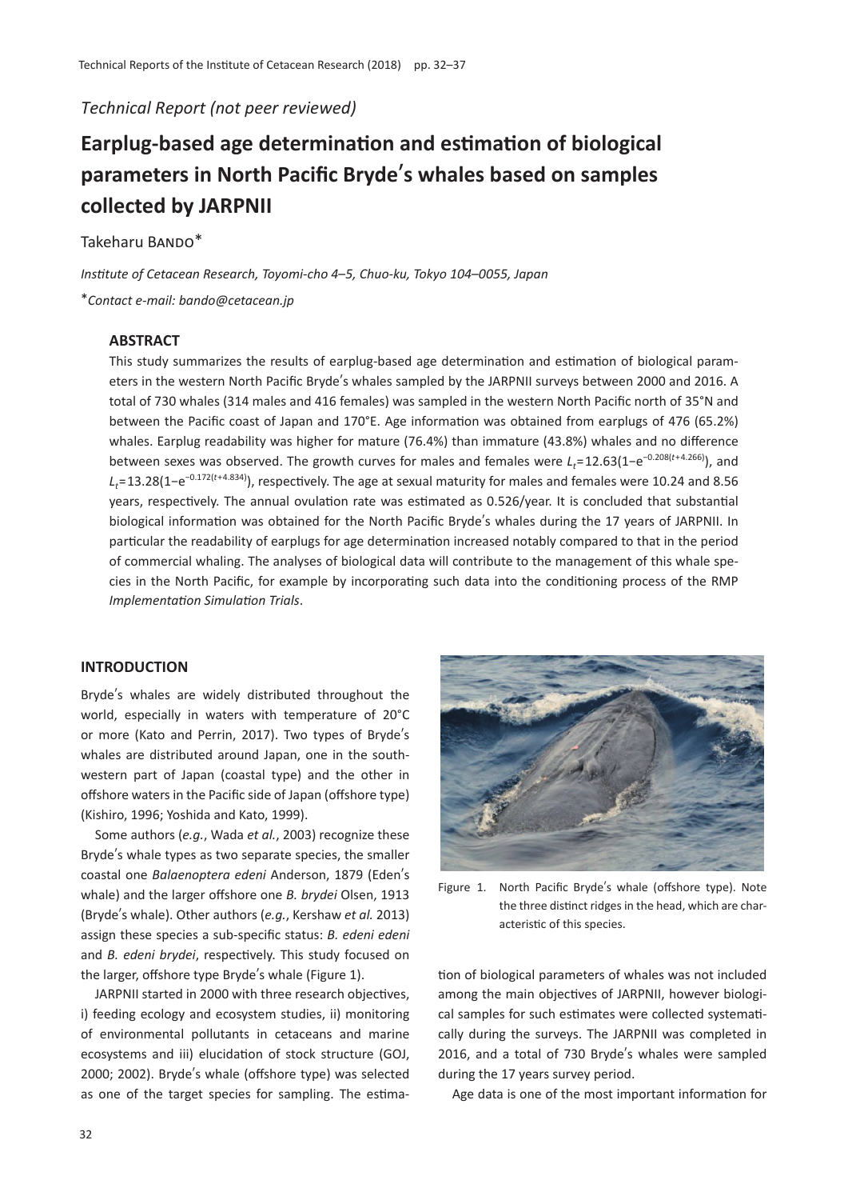*Technical Report (not peer reviewed)*

# Earplug-based age determination and estimation of biological parameters in North Pacific Bryde′s whales based on samples collected by JARPNII

Takeharu Bando*

*Institute of Cetacean Research, Toyomi-cho 4–5, Chuo-ku, Tokyo 104–0055, Japan*

*Contact e-mail: bando@cetacean.jp

### ABSTRACT

This study summarizes the results of earplug-based age determination and estimation of biological parameters in the western North Pacific Bryde′s whales sampled by the JARPNII surveys between 2000 and 2016. A total of 730 whales (314 males and 416 females) was sampled in the western North Pacific north of 35°N and between the Pacific coast of Japan and 170°E. Age information was obtained from earplugs of 476 (65.2%) whales. Earplug readability was higher for mature (76.4%) than immature (43.8%) whales and no difference between sexes was observed. The growth curves for males and females were $L_t=12.63(1-e^{-0.208(t+4.266)})$, and $L_t=13.28(1-e^{-0.172(t+4.834)})$, respectively. The age at sexual maturity for males and females were 10.24 and 8.56 years, respectively. The annual ovulation rate was estimated as 0.526/year. It is concluded that substantial biological information was obtained for the North Pacific Bryde′s whales during the 17 years of JARPNII. In particular the readability of earplugs for age determination increased notably compared to that in the period of commercial whaling. The analyses of biological data will contribute to the management of this whale species in the North Pacific, for example by incorporating such data into the conditioning process of the RMP *Implementation Simulation Trials*.

## INTRODUCTION

Bryde′s whales are widely distributed throughout the world, especially in waters with temperature of 20°C or more (Kato and Perrin, 2017). Two types of Bryde′s whales are distributed around Japan, one in the southwestern part of Japan (coastal type) and the other in offshore waters in the Pacific side of Japan (offshore type) (Kishiro, 1996; Yoshida and Kato, 1999).

Some authors (*e.g.*, Wada *et al.*, 2003) recognize these Bryde′s whale types as two separate species, the smaller coastal one *Balaenoptera edeni* Anderson, 1879 (Eden′s whale) and the larger offshore one *B. brydei* Olsen, 1913 (Bryde′s whale). Other authors (*e.g.*, Kershaw *et al.* 2013) assign these species a sub-specific status: *B. edeni edeni* and *B. edeni brydei*, respectively. This study focused on the larger, offshore type Bryde′s whale (Figure 1).

JARPNII started in 2000 with three research objectives, i) feeding ecology and ecosystem studies, ii) monitoring of environmental pollutants in cetaceans and marine ecosystems and iii) elucidation of stock structure (GOJ, 2000; 2002). Bryde′s whale (offshore type) was selected as one of the target species for sampling. The estimation of biological parameters of whales was not included among the main objectives of JARPNII, however biological samples for such estimates were collected systematically during the surveys. The JARPNII was completed in 2016, and a total of 730 Bryde′s whales were sampled during the 17 years survey period.

Figure 1. North Pacific Bryde′s whale (offshore type). Note the three distinct ridges in the head, which are characteristic of this species.

Age data is one of the most important information for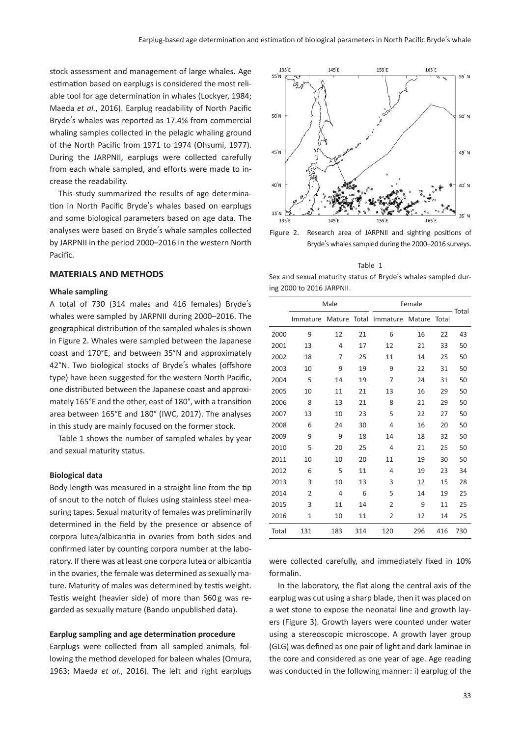stock assessment and management of large whales. Age estimation based on earplugs is considered the most reliable tool for age determination in whales (Lockyer, 1984; Maeda *et al.*, 2016). Earplug readability of North Pacific Bryde's whales was reported as 17.4% from commercial whaling samples collected in the pelagic whaling ground of the North Pacific from 1971 to 1974 (Ohsumi, 1977). During the JARPNII, earplugs were collected carefully from each whale sampled, and efforts were made to increase the readability.

This study summarized the results of age determination in North Pacific Bryde's whales based on earplugs and some biological parameters based on age data. The analyses were based on Bryde's whale samples collected by JARPNII in the period 2000–2016 in the western North Pacific.

## MATERIALS AND METHODS

### Whale sampling

A total of 730 (314 males and 416 females) Bryde's whales were sampled by JARPNII during 2000–2016. The geographical distribution of the sampled whales is shown in Figure 2. Whales were sampled between the Japanese coast and 170°E, and between 35°N and approximately 42°N. Two biological stocks of Bryde's whales (offshore type) have been suggested for the western North Pacific, one distributed between the Japanese coast and approximately 165°E and the other, east of 180°, with a transition area between 165°E and 180° (IWC, 2017). The analyses in this study are mainly focused on the former stock.

Table 1 shows the number of sampled whales by year and sexual maturity status.

### Biological data

Body length was measured in a straight line from the tip of snout to the notch of flukes using stainless steel measuring tapes. Sexual maturity of females was preliminarily determined in the field by the presence or absence of corpora lutea/albicantia in ovaries from both sides and confirmed later by counting corpora number at the laboratory. If there was at least one corpora lutea or albicantia in the ovaries, the female was determined as sexually mature. Maturity of males was determined by testis weight. Testis weight (heavier side) of more than 560 g was regarded as sexually mature (Bando unpublished data).

### Earplug sampling and age determination procedure

Earplugs were collected from all sampled animals, following the method developed for baleen whales (Omura, 1963; Maeda *et al.*, 2016). The left and right earplugs were collected carefully, and immediately fixed in 10% formalin.

In the laboratory, the flat along the central axis of the earplug was cut using a sharp blade, then it was placed on a wet stone to expose the neonatal line and growth layers (Figure 3). Growth layers were counted under water using a stereoscopic microscope. A growth layer group (GLG) was defined as one pair of light and dark laminae in the core and considered as one year of age. Age reading was conducted in the following manner: i) earplug of the

Figure 2. Research area of JARPNII and sighting positions of Bryde's whales sampled during the 2000–2016 surveys.

Table 1
Sex and sexual maturity status of Bryde's whales sampled during 2000 to 2016 JARPNII.

| | Male | | | Female | | | Total |
|---|---|---|---|---|---|---|---|
| | Immature | Mature | Total | Immature | Mature | Total | |
| 2000 | 9 | 12 | 21 | 6 | 16 | 22 | 43 |
| 2001 | 13 | 4 | 17 | 12 | 21 | 33 | 50 |
| 2002 | 18 | 7 | 25 | 11 | 14 | 25 | 50 |
| 2003 | 10 | 9 | 19 | 9 | 22 | 31 | 50 |
| 2004 | 5 | 14 | 19 | 7 | 24 | 31 | 50 |
| 2005 | 10 | 11 | 21 | 13 | 16 | 29 | 50 |
| 2006 | 8 | 13 | 21 | 8 | 21 | 29 | 50 |
| 2007 | 13 | 10 | 23 | 5 | 22 | 27 | 50 |
| 2008 | 6 | 24 | 30 | 4 | 16 | 20 | 50 |
| 2009 | 9 | 9 | 18 | 14 | 18 | 32 | 50 |
| 2010 | 5 | 20 | 25 | 4 | 21 | 25 | 50 |
| 2011 | 10 | 10 | 20 | 11 | 19 | 30 | 50 |
| 2012 | 6 | 5 | 11 | 4 | 19 | 23 | 34 |
| 2013 | 3 | 10 | 13 | 3 | 12 | 15 | 28 |
| 2014 | 2 | 4 | 6 | 5 | 14 | 19 | 25 |
| 2015 | 3 | 11 | 14 | 2 | 9 | 11 | 25 |
| 2016 | 1 | 10 | 11 | 2 | 12 | 14 | 25 |
| Total | 131 | 183 | 314 | 120 | 296 | 416 | 730 |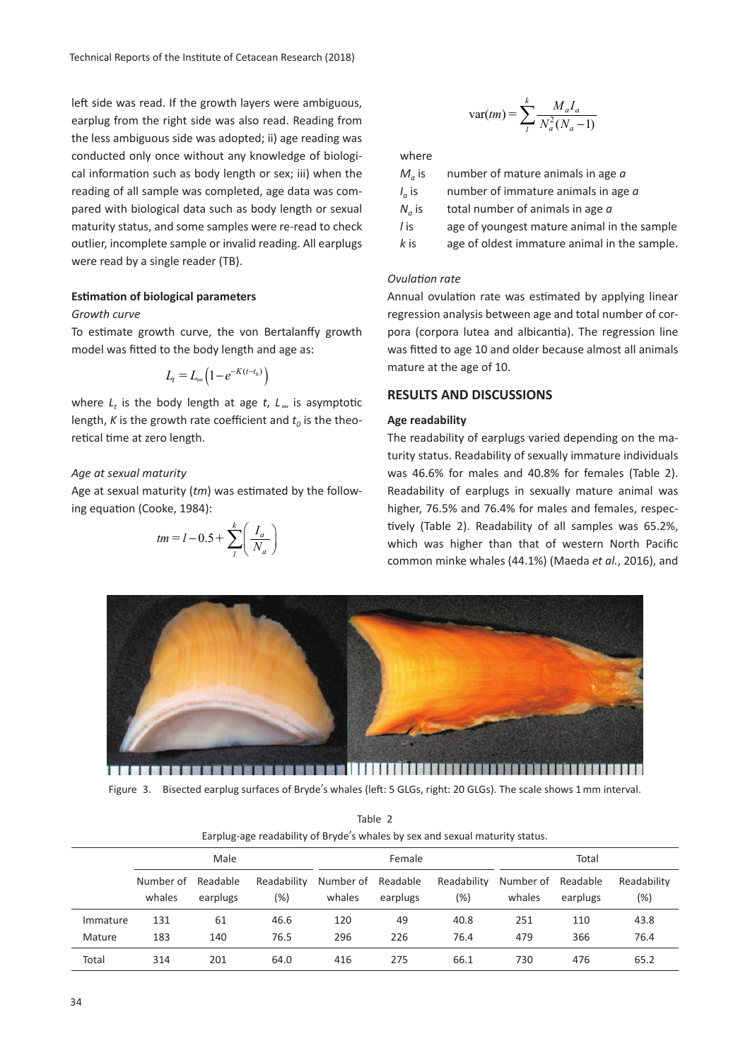left side was read. If the growth layers were ambiguous, earplug from the right side was also read. Reading from the less ambiguous side was adopted; ii) age reading was conducted only once without any knowledge of biological information such as body length or sex; iii) when the reading of all sample was completed, age data was compared with biological data such as body length or sexual maturity status, and some samples were re-read to check outlier, incomplete sample or invalid reading. All earplugs were read by a single reader (TB).

### Estimation of biological parameters

*Growth curve*

To estimate growth curve, the von Bertalanffy growth model was fitted to the body length and age as:

$$L_t = L_\infty\left(1 - e^{-K(t-t_0)}\right)$$

where $L_t$ is the body length at age $t$, $L_\infty$ is asymptotic length, $K$ is the growth rate coefficient and $t_0$ is the theoretical time at zero length.

*Age at sexual maturity*

Age at sexual maturity ($tm$) was estimated by the following equation (Cooke, 1984):

$$tm = l - 0.5 + \sum_{l}^{k}\left(\frac{I_a}{N_a}\right)$$

$$\mathrm{var}(tm) = \sum_{l}^{k}\frac{M_a I_a}{N_a^2(N_a - 1)}$$

where

$M_a$ is number of mature animals in age $a$

$I_a$ is number of immature animals in age $a$

$N_a$ is total number of animals in age $a$

$l$ is age of youngest mature animal in the sample

$k$ is age of oldest immature animal in the sample.

*Ovulation rate*

Annual ovulation rate was estimated by applying linear regression analysis between age and total number of corpora (corpora lutea and albicantia). The regression line was fitted to age 10 and older because almost all animals mature at the age of 10.

## RESULTS AND DISCUSSIONS

### Age readability

The readability of earplugs varied depending on the maturity status. Readability of sexually immature individuals was 46.6% for males and 40.8% for females (Table 2). Readability of earplugs in sexually mature animal was higher, 76.5% and 76.4% for males and females, respectively (Table 2). Readability of all samples was 65.2%, which was higher than that of western North Pacific common minke whales (44.1%) (Maeda *et al.*, 2016), and

Figure 3. Bisected earplug surfaces of Bryde's whales (left: 5 GLGs, right: 20 GLGs). The scale shows 1 mm interval.

Table 2
Earplug-age readability of Bryde's whales by sex and sexual maturity status.

| | Male | | | Female | | | Total | | |
|---|---|---|---|---|---|---|---|---|---|
| | Number of whales | Readable earplugs | Readability (%) | Number of whales | Readable earplugs | Readability (%) | Number of whales | Readable earplugs | Readability (%) |
| Immature | 131 | 61 | 46.6 | 120 | 49 | 40.8 | 251 | 110 | 43.8 |
| Mature | 183 | 140 | 76.5 | 296 | 226 | 76.4 | 479 | 366 | 76.4 |
| Total | 314 | 201 | 64.0 | 416 | 275 | 66.1 | 730 | 476 | 65.2 |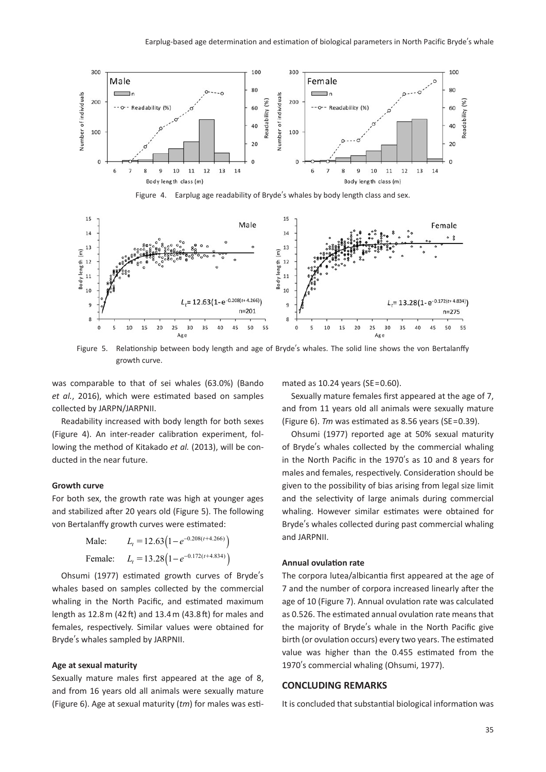Figure 4. Earplug age readability of Bryde's whales by body length class and sex.

Figure 5. Relationship between body length and age of Bryde's whales. The solid line shows the von Bertalanffy growth curve.

was comparable to that of sei whales (63.0%) (Bando *et al.*, 2016), which were estimated based on samples collected by JARPN/JARPNII.

Readability increased with body length for both sexes (Figure 4). An inter-reader calibration experiment, following the method of Kitakado *et al.* (2013), will be conducted in the near future.

### Growth curve

For both sex, the growth rate was high at younger ages and stabilized after 20 years old (Figure 5). The following von Bertalanffy growth curves were estimated:

$$\text{Male:} \quad L_t = 12.63\left(1 - e^{-0.208(t+4.266)}\right)$$

$$\text{Female:} \quad L_t = 13.28\left(1 - e^{-0.172(t+4.834)}\right)$$

Ohsumi (1977) estimated growth curves of Bryde's whales based on samples collected by the commercial whaling in the North Pacific, and estimated maximum length as 12.8 m (42 ft) and 13.4 m (43.8 ft) for males and females, respectively. Similar values were obtained for Bryde's whales sampled by JARPNII.

### Age at sexual maturity

Sexually mature males first appeared at the age of 8, and from 16 years old all animals were sexually mature (Figure 6). Age at sexual maturity (*tm*) for males was estimated as 10.24 years (SE=0.60).

Sexually mature females first appeared at the age of 7, and from 11 years old all animals were sexually mature (Figure 6). *Tm* was estimated as 8.56 years (SE=0.39).

Ohsumi (1977) reported age at 50% sexual maturity of Bryde's whales collected by the commercial whaling in the North Pacific in the 1970's as 10 and 8 years for males and females, respectively. Consideration should be given to the possibility of bias arising from legal size limit and the selectivity of large animals during commercial whaling. However similar estimates were obtained for Bryde's whales collected during past commercial whaling and JARPNII.

### Annual ovulation rate

The corpora lutea/albicantia first appeared at the age of 7 and the number of corpora increased linearly after the age of 10 (Figure 7). Annual ovulation rate was calculated as 0.526. The estimated annual ovulation rate means that the majority of Bryde's whale in the North Pacific give birth (or ovulation occurs) every two years. The estimated value was higher than the 0.455 estimated from the 1970's commercial whaling (Ohsumi, 1977).

## CONCLUDING REMARKS

It is concluded that substantial biological information was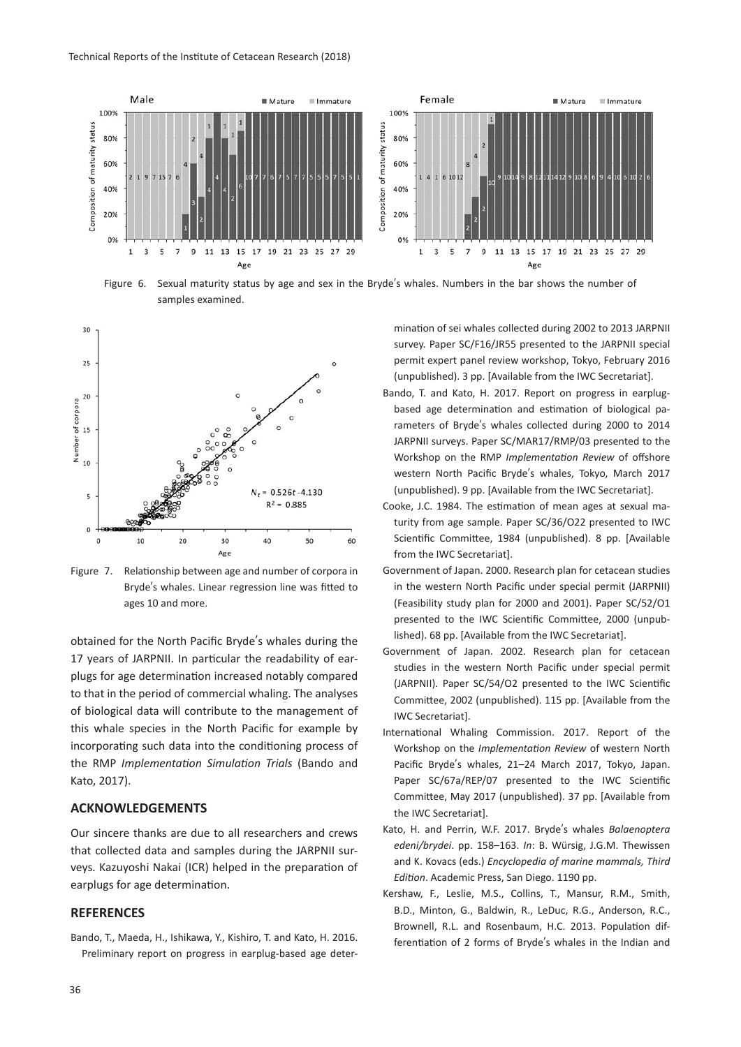Figure 6. Sexual maturity status by age and sex in the Bryde's whales. Numbers in the bar shows the number of samples examined.

Figure 7. Relationship between age and number of corpora in Bryde's whales. Linear regression line was fitted to ages 10 and more.

obtained for the North Pacific Bryde's whales during the 17 years of JARPNII. In particular the readability of earplugs for age determination increased notably compared to that in the period of commercial whaling. The analyses of biological data will contribute to the management of this whale species in the North Pacific for example by incorporating such data into the conditioning process of the RMP *Implementation Simulation Trials* (Bando and Kato, 2017).

## ACKNOWLEDGEMENTS

Our sincere thanks are due to all researchers and crews that collected data and samples during the JARPNII surveys. Kazuyoshi Nakai (ICR) helped in the preparation of earplugs for age determination.

## REFERENCES

Bando, T., Maeda, H., Ishikawa, Y., Kishiro, T. and Kato, H. 2016. Preliminary report on progress in earplug-based age determination of sei whales collected during 2002 to 2013 JARPNII survey. Paper SC/F16/JR55 presented to the JARPNII special permit expert panel review workshop, Tokyo, February 2016 (unpublished). 3 pp. [Available from the IWC Secretariat].

Bando, T. and Kato, H. 2017. Report on progress in earplug-based age determination and estimation of biological parameters of Bryde's whales collected during 2000 to 2014 JARPNII surveys. Paper SC/MAR17/RMP/03 presented to the Workshop on the RMP *Implementation Review* of offshore western North Pacific Bryde's whales, Tokyo, March 2017 (unpublished). 9 pp. [Available from the IWC Secretariat].

Cooke, J.C. 1984. The estimation of mean ages at sexual maturity from age sample. Paper SC/36/O22 presented to IWC Scientific Committee, 1984 (unpublished). 8 pp. [Available from the IWC Secretariat].

Government of Japan. 2000. Research plan for cetacean studies in the western North Pacific under special permit (JARPNII) (Feasibility study plan for 2000 and 2001). Paper SC/52/O1 presented to the IWC Scientific Committee, 2000 (unpublished). 68 pp. [Available from the IWC Secretariat].

Government of Japan. 2002. Research plan for cetacean studies in the western North Pacific under special permit (JARPNII). Paper SC/54/O2 presented to the IWC Scientific Committee, 2002 (unpublished). 115 pp. [Available from the IWC Secretariat].

International Whaling Commission. 2017. Report of the Workshop on the *Implementation Review* of western North Pacific Bryde's whales, 21–24 March 2017, Tokyo, Japan. Paper SC/67a/REP/07 presented to the IWC Scientific Committee, May 2017 (unpublished). 37 pp. [Available from the IWC Secretariat].

Kato, H. and Perrin, W.F. 2017. Bryde's whales *Balaenoptera edeni/brydei*. pp. 158–163. *In*: B. Würsig, J.G.M. Thewissen and K. Kovacs (eds.) *Encyclopedia of marine mammals, Third Edition*. Academic Press, San Diego. 1190 pp.

Kershaw, F., Leslie, M.S., Collins, T., Mansur, R.M., Smith, B.D., Minton, G., Baldwin, R., LeDuc, R.G., Anderson, R.C., Brownell, R.L. and Rosenbaum, H.C. 2013. Population differentiation of 2 forms of Bryde's whales in the Indian and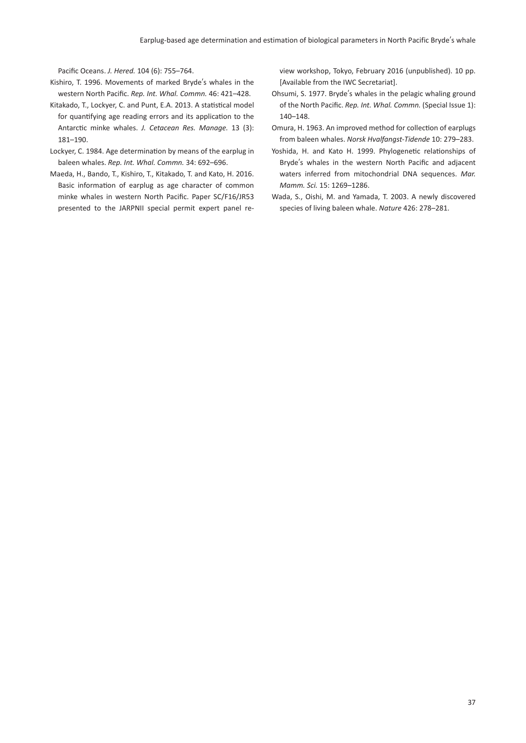Pacific Oceans. *J. Hered.* 104 (6): 755–764.

Kishiro, T. 1996. Movements of marked Bryde′s whales in the western North Pacific. *Rep. Int. Whal. Commn.* 46: 421–428.

Kitakado, T., Lockyer, C. and Punt, E.A. 2013. A statistical model for quantifying age reading errors and its application to the Antarctic minke whales. *J. Cetacean Res. Manage.* 13 (3): 181–190.

Lockyer, C. 1984. Age determination by means of the earplug in baleen whales. *Rep. Int. Whal. Commn.* 34: 692–696.

Maeda, H., Bando, T., Kishiro, T., Kitakado, T. and Kato, H. 2016. Basic information of earplug as age character of common minke whales in western North Pacific. Paper SC/F16/JR53 presented to the JARPNII special permit expert panel review workshop, Tokyo, February 2016 (unpublished). 10 pp. [Available from the IWC Secretariat].

Ohsumi, S. 1977. Bryde′s whales in the pelagic whaling ground of the North Pacific. *Rep. Int. Whal. Commn.* (Special Issue 1): 140–148.

Omura, H. 1963. An improved method for collection of earplugs from baleen whales. *Norsk Hvalfangst-Tidende* 10: 279–283.

Yoshida, H. and Kato H. 1999. Phylogenetic relationships of Bryde′s whales in the western North Pacific and adjacent waters inferred from mitochondrial DNA sequences. *Mar. Mamm. Sci.* 15: 1269–1286.

Wada, S., Oishi, M. and Yamada, T. 2003. A newly discovered species of living baleen whale. *Nature* 426: 278–281.